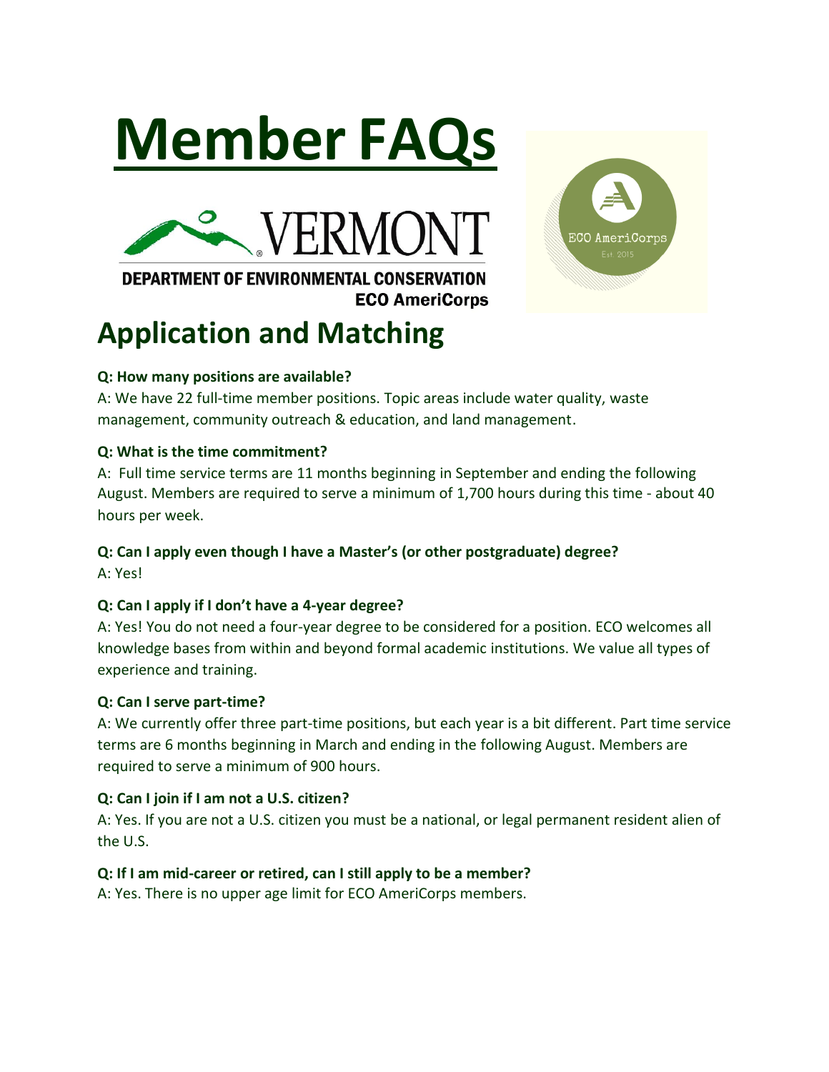# Member FAQs

VERMONT
DEPARTMENT OF ENVIRONMENTAL CONSERVATION
ECO AmeriCorps

## Application and Matching

**Q: How many positions are available?**

A: We have 22 full-time member positions. Topic areas include water quality, waste management, community outreach & education, and land management.

**Q: What is the time commitment?**

A: Full time service terms are 11 months beginning in September and ending the following August. Members are required to serve a minimum of 1,700 hours during this time - about 40 hours per week.

**Q: Can I apply even though I have a Master's (or other postgraduate) degree?**

A: Yes!

**Q: Can I apply if I don't have a 4-year degree?**

A: Yes! You do not need a four-year degree to be considered for a position. ECO welcomes all knowledge bases from within and beyond formal academic institutions. We value all types of experience and training.

**Q: Can I serve part-time?**

A: We currently offer three part-time positions, but each year is a bit different. Part time service terms are 6 months beginning in March and ending in the following August. Members are required to serve a minimum of 900 hours.

**Q: Can I join if I am not a U.S. citizen?**

A: Yes. If you are not a U.S. citizen you must be a national, or legal permanent resident alien of the U.S.

**Q: If I am mid-career or retired, can I still apply to be a member?**

A: Yes. There is no upper age limit for ECO AmeriCorps members.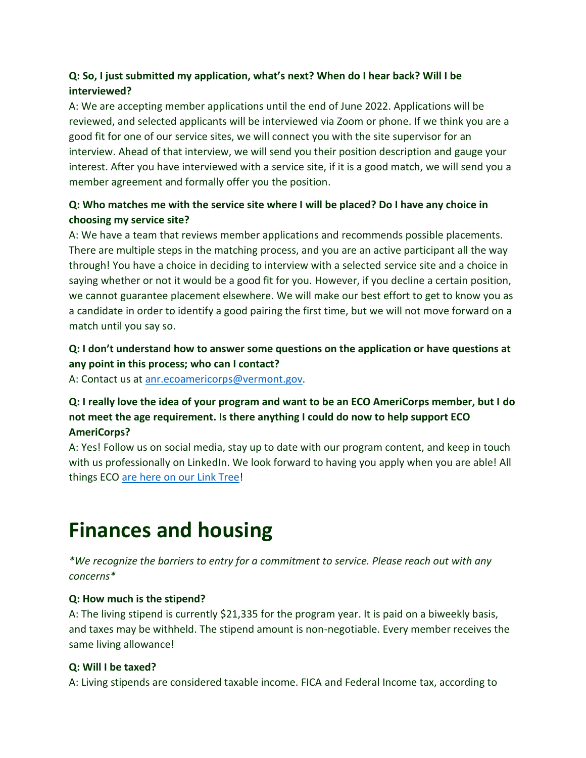**Q: So, I just submitted my application, what's next? When do I hear back? Will I be interviewed?**

A: We are accepting member applications until the end of June 2022. Applications will be reviewed, and selected applicants will be interviewed via Zoom or phone. If we think you are a good fit for one of our service sites, we will connect you with the site supervisor for an interview. Ahead of that interview, we will send you their position description and gauge your interest. After you have interviewed with a service site, if it is a good match, we will send you a member agreement and formally offer you the position.

**Q: Who matches me with the service site where I will be placed? Do I have any choice in choosing my service site?**

A: We have a team that reviews member applications and recommends possible placements. There are multiple steps in the matching process, and you are an active participant all the way through! You have a choice in deciding to interview with a selected service site and a choice in saying whether or not it would be a good fit for you. However, if you decline a certain position, we cannot guarantee placement elsewhere. We will make our best effort to get to know you as a candidate in order to identify a good pairing the first time, but we will not move forward on a match until you say so.

**Q: I don't understand how to answer some questions on the application or have questions at any point in this process; who can I contact?**

A: Contact us at [anr.ecoamericorps@vermont.gov](mailto:anr.ecoamericorps@vermont.gov).

**Q: I really love the idea of your program and want to be an ECO AmeriCorps member, but I do not meet the age requirement. Is there anything I could do now to help support ECO AmeriCorps?**

A: Yes! Follow us on social media, stay up to date with our program content, and keep in touch with us professionally on LinkedIn. We look forward to having you apply when you are able! All things ECO are here on our Link Tree!

# Finances and housing

*We recognize the barriers to entry for a commitment to service. Please reach out with any concerns*

**Q: How much is the stipend?**

A: The living stipend is currently $21,335 for the program year. It is paid on a biweekly basis, and taxes may be withheld. The stipend amount is non-negotiable. Every member receives the same living allowance!

**Q: Will I be taxed?**

A: Living stipends are considered taxable income. FICA and Federal Income tax, according to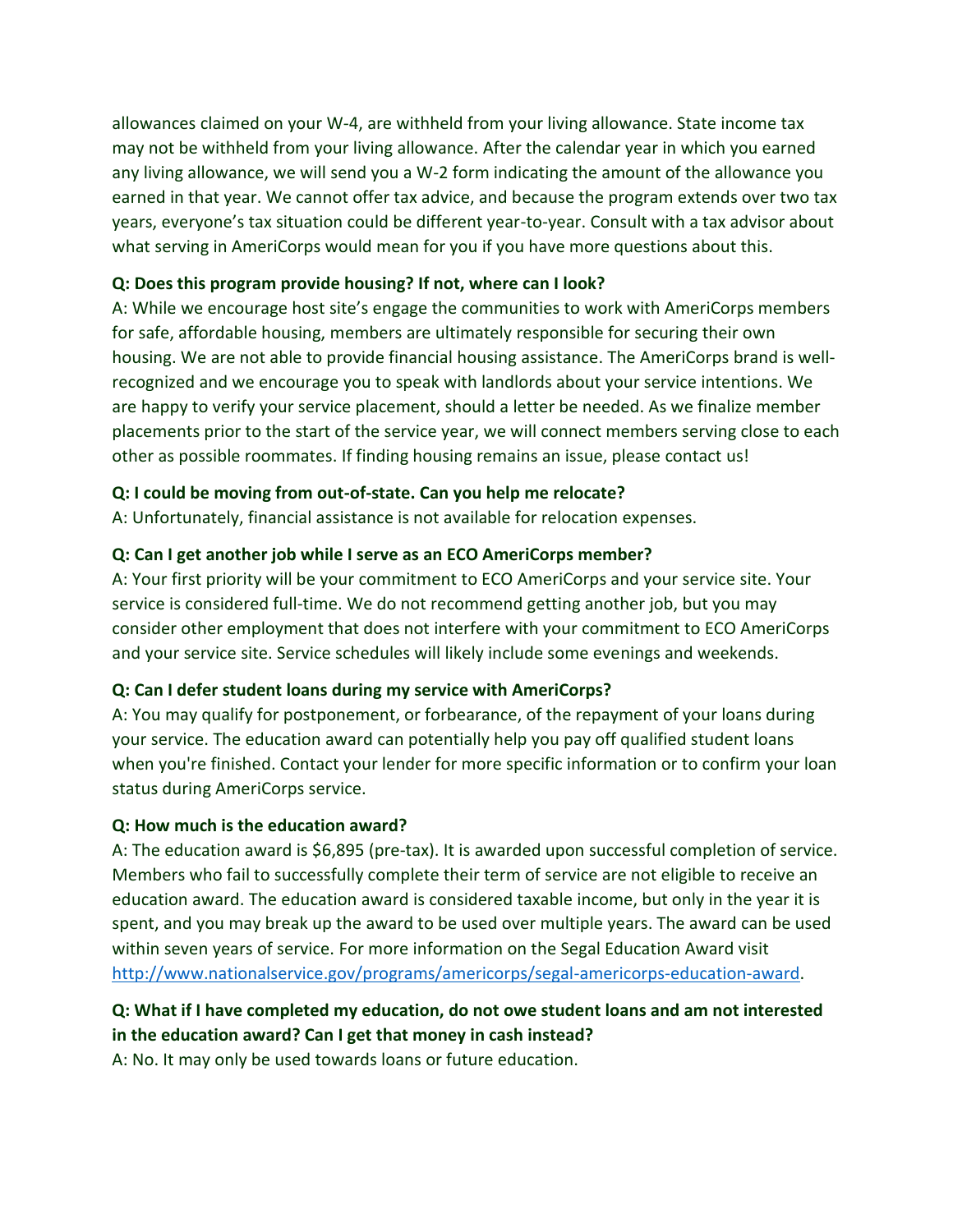allowances claimed on your W-4, are withheld from your living allowance. State income tax may not be withheld from your living allowance. After the calendar year in which you earned any living allowance, we will send you a W-2 form indicating the amount of the allowance you earned in that year. We cannot offer tax advice, and because the program extends over two tax years, everyone's tax situation could be different year-to-year. Consult with a tax advisor about what serving in AmeriCorps would mean for you if you have more questions about this.

**Q: Does this program provide housing? If not, where can I look?**

A: While we encourage host site's engage the communities to work with AmeriCorps members for safe, affordable housing, members are ultimately responsible for securing their own housing. We are not able to provide financial housing assistance. The AmeriCorps brand is well-recognized and we encourage you to speak with landlords about your service intentions. We are happy to verify your service placement, should a letter be needed. As we finalize member placements prior to the start of the service year, we will connect members serving close to each other as possible roommates. If finding housing remains an issue, please contact us!

**Q: I could be moving from out-of-state. Can you help me relocate?**

A: Unfortunately, financial assistance is not available for relocation expenses.

**Q: Can I get another job while I serve as an ECO AmeriCorps member?**

A: Your first priority will be your commitment to ECO AmeriCorps and your service site. Your service is considered full-time. We do not recommend getting another job, but you may consider other employment that does not interfere with your commitment to ECO AmeriCorps and your service site. Service schedules will likely include some evenings and weekends.

**Q: Can I defer student loans during my service with AmeriCorps?**

A: You may qualify for postponement, or forbearance, of the repayment of your loans during your service. The education award can potentially help you pay off qualified student loans when you're finished. Contact your lender for more specific information or to confirm your loan status during AmeriCorps service.

**Q: How much is the education award?**

A: The education award is $6,895 (pre-tax). It is awarded upon successful completion of service. Members who fail to successfully complete their term of service are not eligible to receive an education award. The education award is considered taxable income, but only in the year it is spent, and you may break up the award to be used over multiple years. The award can be used within seven years of service. For more information on the Segal Education Award visit [http://www.nationalservice.gov/programs/americorps/segal-americorps-education-award](http://www.nationalservice.gov/programs/americorps/segal-americorps-education-award).

**Q: What if I have completed my education, do not owe student loans and am not interested in the education award? Can I get that money in cash instead?**

A: No. It may only be used towards loans or future education.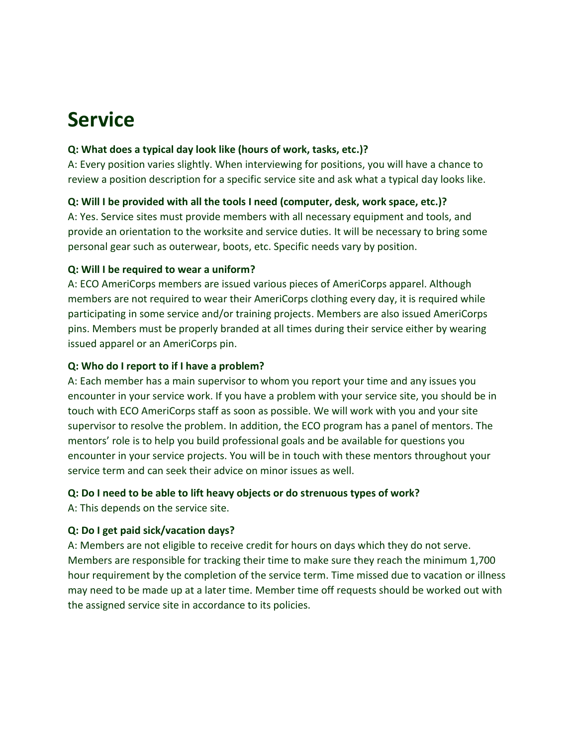# Service

**Q: What does a typical day look like (hours of work, tasks, etc.)?**
A: Every position varies slightly. When interviewing for positions, you will have a chance to review a position description for a specific service site and ask what a typical day looks like.

**Q: Will I be provided with all the tools I need (computer, desk, work space, etc.)?**
A: Yes. Service sites must provide members with all necessary equipment and tools, and provide an orientation to the worksite and service duties. It will be necessary to bring some personal gear such as outerwear, boots, etc. Specific needs vary by position.

**Q: Will I be required to wear a uniform?**
A: ECO AmeriCorps members are issued various pieces of AmeriCorps apparel. Although members are not required to wear their AmeriCorps clothing every day, it is required while participating in some service and/or training projects. Members are also issued AmeriCorps pins. Members must be properly branded at all times during their service either by wearing issued apparel or an AmeriCorps pin.

**Q: Who do I report to if I have a problem?**
A: Each member has a main supervisor to whom you report your time and any issues you encounter in your service work. If you have a problem with your service site, you should be in touch with ECO AmeriCorps staff as soon as possible. We will work with you and your site supervisor to resolve the problem. In addition, the ECO program has a panel of mentors. The mentors' role is to help you build professional goals and be available for questions you encounter in your service projects. You will be in touch with these mentors throughout your service term and can seek their advice on minor issues as well.

**Q: Do I need to be able to lift heavy objects or do strenuous types of work?**
A: This depends on the service site.

**Q: Do I get paid sick/vacation days?**
A: Members are not eligible to receive credit for hours on days which they do not serve. Members are responsible for tracking their time to make sure they reach the minimum 1,700 hour requirement by the completion of the service term. Time missed due to vacation or illness may need to be made up at a later time. Member time off requests should be worked out with the assigned service site in accordance to its policies.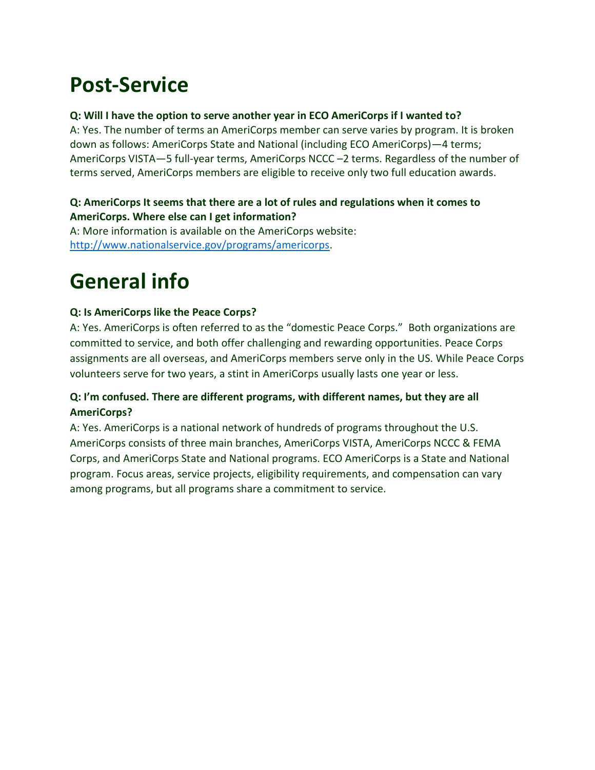# Post-Service

**Q: Will I have the option to serve another year in ECO AmeriCorps if I wanted to?**
A: Yes. The number of terms an AmeriCorps member can serve varies by program. It is broken down as follows: AmeriCorps State and National (including ECO AmeriCorps)—4 terms; AmeriCorps VISTA—5 full-year terms, AmeriCorps NCCC –2 terms. Regardless of the number of terms served, AmeriCorps members are eligible to receive only two full education awards.

**Q: AmeriCorps It seems that there are a lot of rules and regulations when it comes to AmeriCorps. Where else can I get information?**
A: More information is available on the AmeriCorps website: [http://www.nationalservice.gov/programs/americorps](http://www.nationalservice.gov/programs/americorps).

# General info

**Q: Is AmeriCorps like the Peace Corps?**
A: Yes. AmeriCorps is often referred to as the "domestic Peace Corps." Both organizations are committed to service, and both offer challenging and rewarding opportunities. Peace Corps assignments are all overseas, and AmeriCorps members serve only in the US. While Peace Corps volunteers serve for two years, a stint in AmeriCorps usually lasts one year or less.

**Q: I'm confused. There are different programs, with different names, but they are all AmeriCorps?**
A: Yes. AmeriCorps is a national network of hundreds of programs throughout the U.S. AmeriCorps consists of three main branches, AmeriCorps VISTA, AmeriCorps NCCC & FEMA Corps, and AmeriCorps State and National programs. ECO AmeriCorps is a State and National program. Focus areas, service projects, eligibility requirements, and compensation can vary among programs, but all programs share a commitment to service.